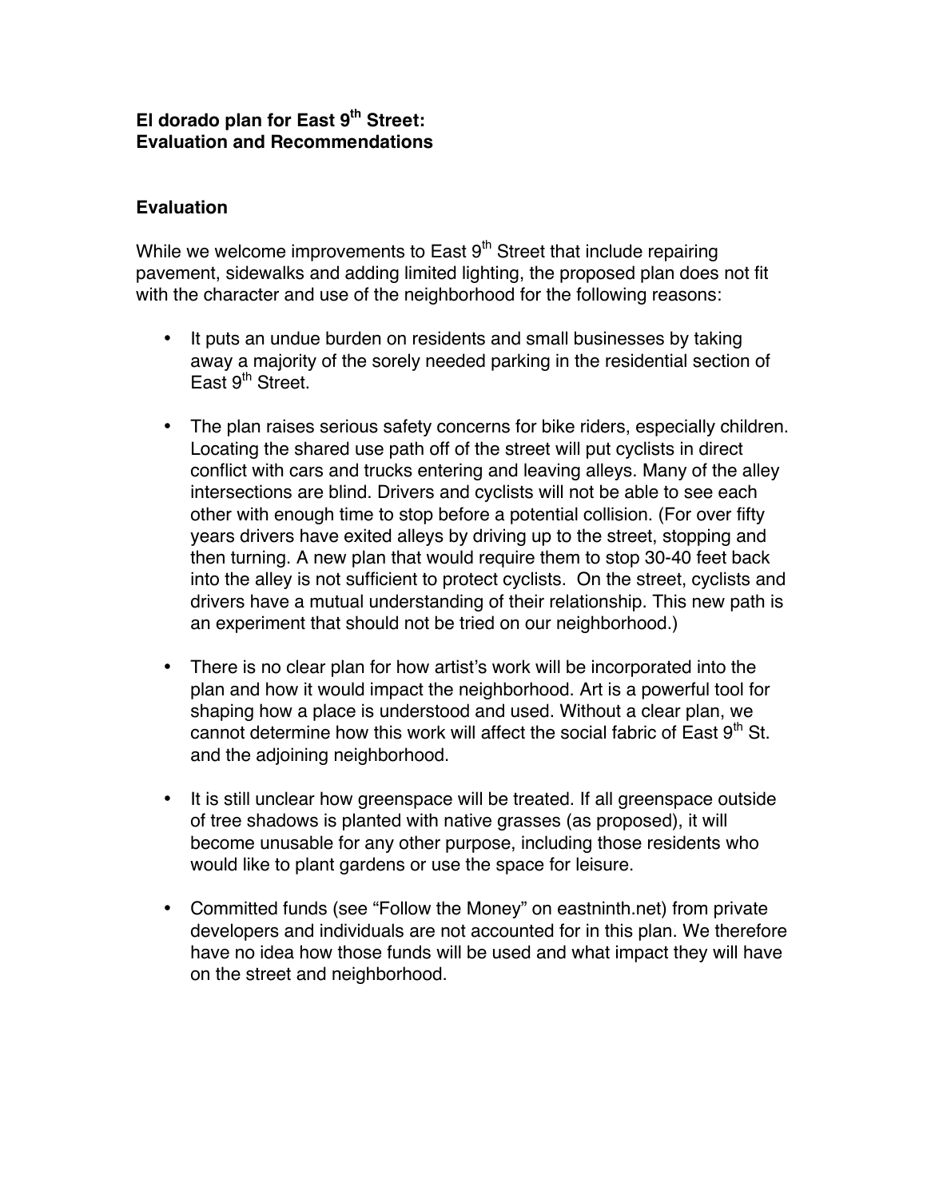**El dorado plan for East 9th Street:**
**Evaluation and Recommendations**

## Evaluation

While we welcome improvements to East 9th Street that include repairing pavement, sidewalks and adding limited lighting, the proposed plan does not fit with the character and use of the neighborhood for the following reasons:

- It puts an undue burden on residents and small businesses by taking away a majority of the sorely needed parking in the residential section of East 9th Street.

- The plan raises serious safety concerns for bike riders, especially children. Locating the shared use path off of the street will put cyclists in direct conflict with cars and trucks entering and leaving alleys. Many of the alley intersections are blind. Drivers and cyclists will not be able to see each other with enough time to stop before a potential collision. (For over fifty years drivers have exited alleys by driving up to the street, stopping and then turning. A new plan that would require them to stop 30-40 feet back into the alley is not sufficient to protect cyclists. On the street, cyclists and drivers have a mutual understanding of their relationship. This new path is an experiment that should not be tried on our neighborhood.)

- There is no clear plan for how artist's work will be incorporated into the plan and how it would impact the neighborhood. Art is a powerful tool for shaping how a place is understood and used. Without a clear plan, we cannot determine how this work will affect the social fabric of East 9th St. and the adjoining neighborhood.

- It is still unclear how greenspace will be treated. If all greenspace outside of tree shadows is planted with native grasses (as proposed), it will become unusable for any other purpose, including those residents who would like to plant gardens or use the space for leisure.

- Committed funds (see "Follow the Money" on eastninth.net) from private developers and individuals are not accounted for in this plan. We therefore have no idea how those funds will be used and what impact they will have on the street and neighborhood.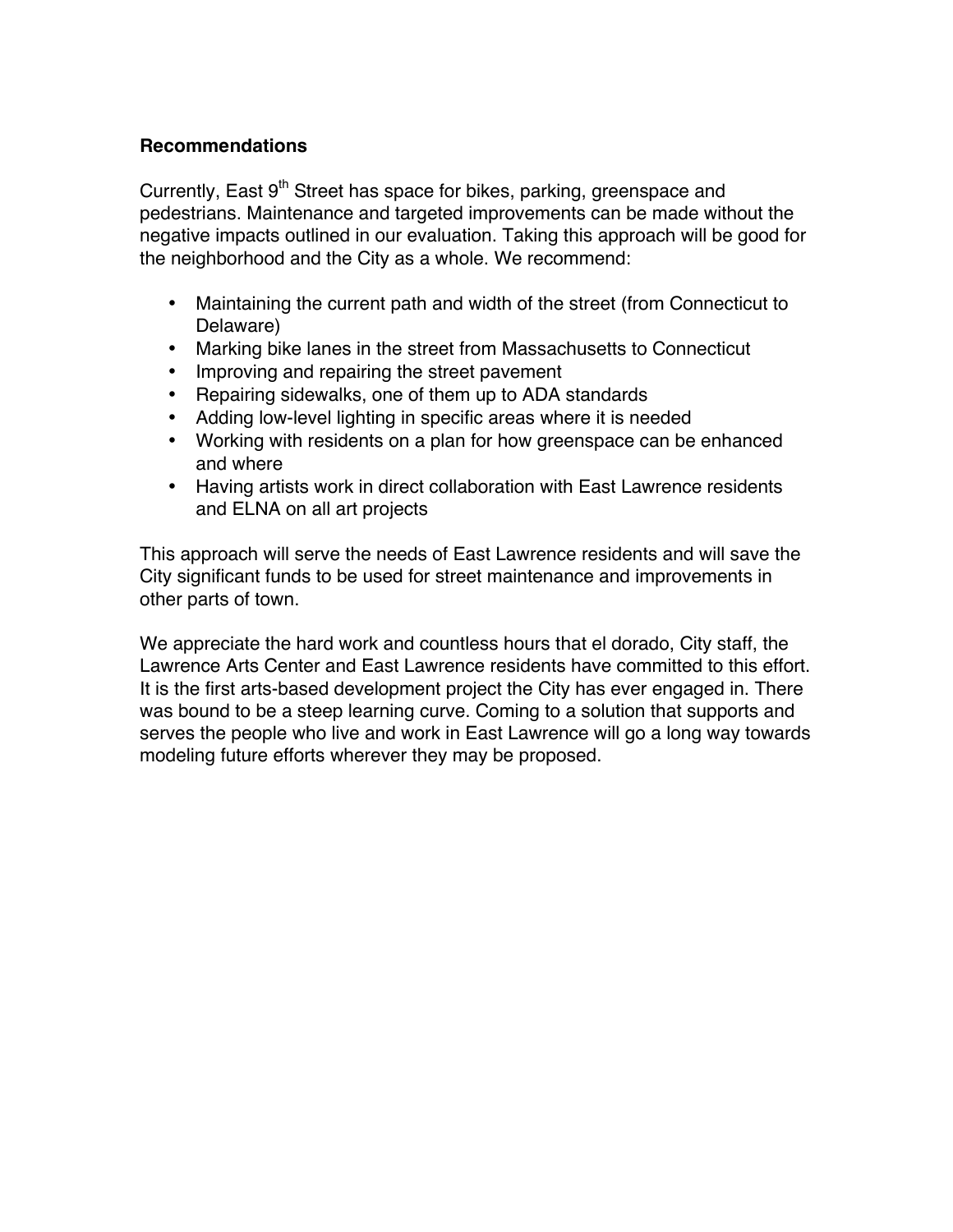**Recommendations**

Currently, East 9th Street has space for bikes, parking, greenspace and pedestrians. Maintenance and targeted improvements can be made without the negative impacts outlined in our evaluation. Taking this approach will be good for the neighborhood and the City as a whole. We recommend:

- Maintaining the current path and width of the street (from Connecticut to Delaware)
- Marking bike lanes in the street from Massachusetts to Connecticut
- Improving and repairing the street pavement
- Repairing sidewalks, one of them up to ADA standards
- Adding low-level lighting in specific areas where it is needed
- Working with residents on a plan for how greenspace can be enhanced and where
- Having artists work in direct collaboration with East Lawrence residents and ELNA on all art projects

This approach will serve the needs of East Lawrence residents and will save the City significant funds to be used for street maintenance and improvements in other parts of town.

We appreciate the hard work and countless hours that el dorado, City staff, the Lawrence Arts Center and East Lawrence residents have committed to this effort. It is the first arts-based development project the City has ever engaged in. There was bound to be a steep learning curve. Coming to a solution that supports and serves the people who live and work in East Lawrence will go a long way towards modeling future efforts wherever they may be proposed.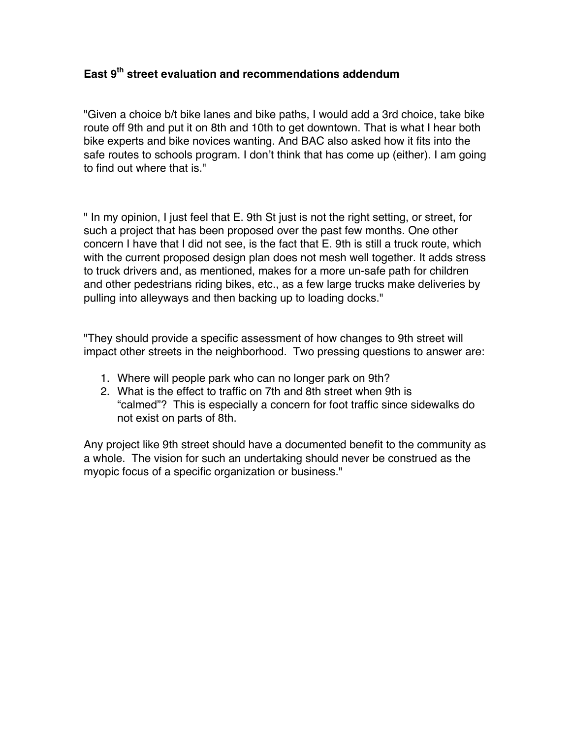**East 9th street evaluation and recommendations addendum**

"Given a choice b/t bike lanes and bike paths, I would add a 3rd choice, take bike route off 9th and put it on 8th and 10th to get downtown. That is what I hear both bike experts and bike novices wanting. And BAC also asked how it fits into the safe routes to schools program. I don't think that has come up (either). I am going to find out where that is."

" In my opinion, I just feel that E. 9th St just is not the right setting, or street, for such a project that has been proposed over the past few months. One other concern I have that I did not see, is the fact that E. 9th is still a truck route, which with the current proposed design plan does not mesh well together. It adds stress to truck drivers and, as mentioned, makes for a more un-safe path for children and other pedestrians riding bikes, etc., as a few large trucks make deliveries by pulling into alleyways and then backing up to loading docks."

"They should provide a specific assessment of how changes to 9th street will impact other streets in the neighborhood. Two pressing questions to answer are:

1. Where will people park who can no longer park on 9th?
2. What is the effect to traffic on 7th and 8th street when 9th is "calmed"? This is especially a concern for foot traffic since sidewalks do not exist on parts of 8th.

Any project like 9th street should have a documented benefit to the community as a whole. The vision for such an undertaking should never be construed as the myopic focus of a specific organization or business."